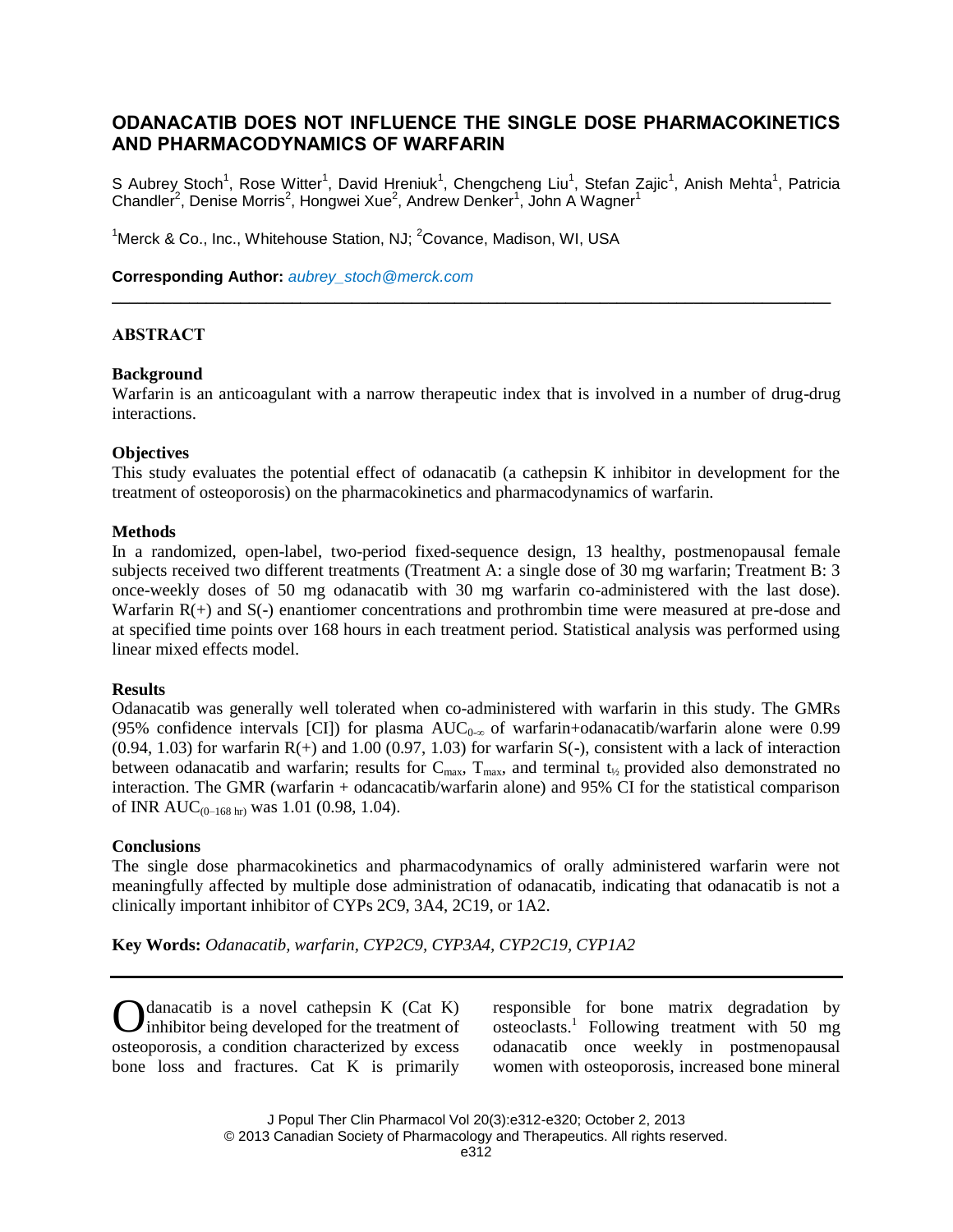# ODANACATIB DOES NOT INFLUENCE THE SINGLE DOSE PHARMACOKINETICS AND PHARMACODYNAMICS OF WARFARIN

S Aubrey Stoch[1], Rose Witter[1], David Hreniuk[1], Chengcheng Liu[1], Stefan Zajic[1], Anish Mehta[1], Patricia Chandler[2], Denise Morris[2], Hongwei Xue[2], Andrew Denker[1], John A Wagner[1]

[1]Merck & Co., Inc., Whitehouse Station, NJ; [2]Covance, Madison, WI, USA

**Corresponding Author:** *aubrey_stoch@merck.com*

---

## ABSTRACT

### Background

Warfarin is an anticoagulant with a narrow therapeutic index that is involved in a number of drug-drug interactions.

### Objectives

This study evaluates the potential effect of odanacatib (a cathepsin K inhibitor in development for the treatment of osteoporosis) on the pharmacokinetics and pharmacodynamics of warfarin.

### Methods

In a randomized, open-label, two-period fixed-sequence design, 13 healthy, postmenopausal female subjects received two different treatments (Treatment A: a single dose of 30 mg warfarin; Treatment B: 3 once-weekly doses of 50 mg odanacatib with 30 mg warfarin co-administered with the last dose). Warfarin R(+) and S(-) enantiomer concentrations and prothrombin time were measured at pre-dose and at specified time points over 168 hours in each treatment period. Statistical analysis was performed using linear mixed effects model.

### Results

Odanacatib was generally well tolerated when co-administered with warfarin in this study. The GMRs (95% confidence intervals [CI]) for plasma $AUC_{0-\infty}$ of warfarin+odanacatib/warfarin alone were 0.99 (0.94, 1.03) for warfarin R(+) and 1.00 (0.97, 1.03) for warfarin S(-), consistent with a lack of interaction between odanacatib and warfarin; results for $C_{max}$, $T_{max}$, and terminal $t_{½}$ provided also demonstrated no interaction. The GMR (warfarin + odancacatib/warfarin alone) and 95% CI for the statistical comparison of INR $AUC_{(0-168\ hr)}$ was 1.01 (0.98, 1.04).

### Conclusions

The single dose pharmacokinetics and pharmacodynamics of orally administered warfarin were not meaningfully affected by multiple dose administration of odanacatib, indicating that odanacatib is not a clinically important inhibitor of CYPs 2C9, 3A4, 2C19, or 1A2.

**Key Words:** *Odanacatib, warfarin, CYP2C9, CYP3A4, CYP2C19, CYP1A2*

---

Odanacatib is a novel cathepsin K (Cat K) inhibitor being developed for the treatment of osteoporosis, a condition characterized by excess bone loss and fractures. Cat K is primarily responsible for bone matrix degradation by osteoclasts.[1] Following treatment with 50 mg odanacatib once weekly in postmenopausal women with osteoporosis, increased bone mineral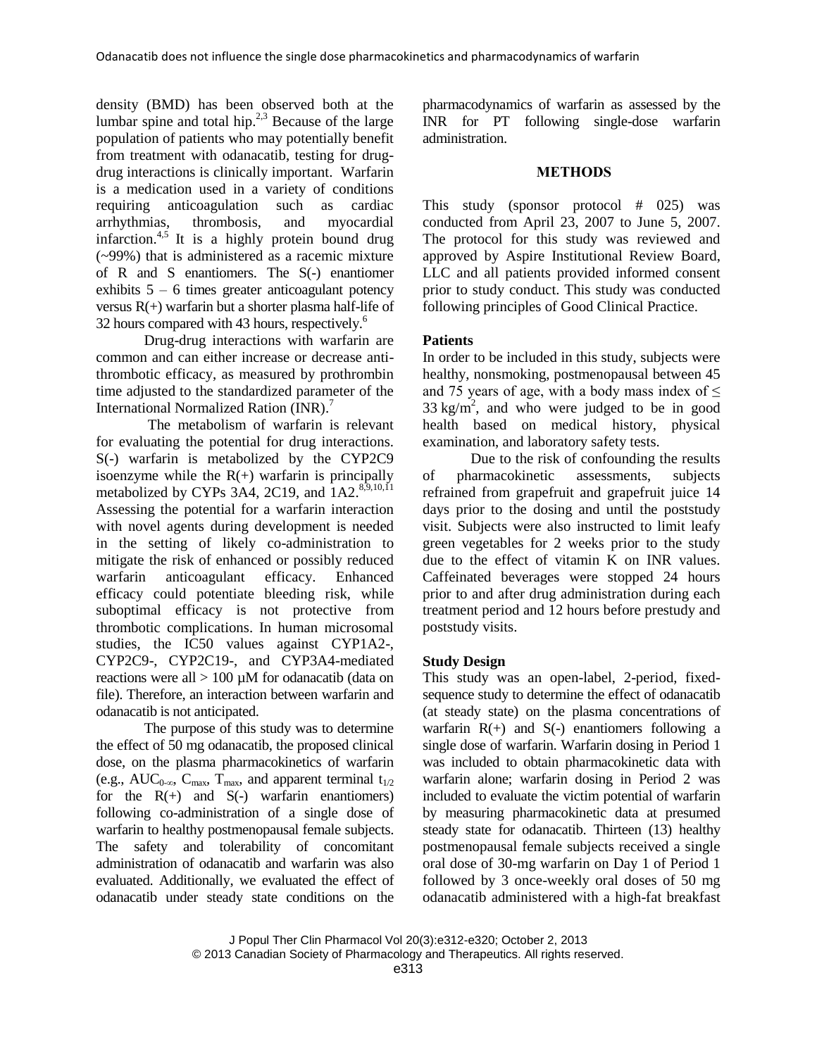density (BMD) has been observed both at the lumbar spine and total hip.[2,3] Because of the large population of patients who may potentially benefit from treatment with odanacatib, testing for drug-drug interactions is clinically important. Warfarin is a medication used in a variety of conditions requiring anticoagulation such as cardiac arrhythmias, thrombosis, and myocardial infarction.[4,5] It is a highly protein bound drug (~99%) that is administered as a racemic mixture of R and S enantiomers. The S(-) enantiomer exhibits 5 – 6 times greater anticoagulant potency versus R(+) warfarin but a shorter plasma half-life of 32 hours compared with 43 hours, respectively.[6]

Drug-drug interactions with warfarin are common and can either increase or decrease anti-thrombotic efficacy, as measured by prothrombin time adjusted to the standardized parameter of the International Normalized Ration (INR).[7]

The metabolism of warfarin is relevant for evaluating the potential for drug interactions. S(-) warfarin is metabolized by the CYP2C9 isoenzyme while the R(+) warfarin is principally metabolized by CYPs 3A4, 2C19, and 1A2.[8,9,10,11] Assessing the potential for a warfarin interaction with novel agents during development is needed in the setting of likely co-administration to mitigate the risk of enhanced or possibly reduced warfarin anticoagulant efficacy. Enhanced efficacy could potentiate bleeding risk, while suboptimal efficacy is not protective from thrombotic complications. In human microsomal studies, the IC50 values against CYP1A2-, CYP2C9-, CYP2C19-, and CYP3A4-mediated reactions were all > 100 µM for odanacatib (data on file). Therefore, an interaction between warfarin and odanacatib is not anticipated.

The purpose of this study was to determine the effect of 50 mg odanacatib, the proposed clinical dose, on the plasma pharmacokinetics of warfarin (e.g., $AUC_{0-\infty}$, $C_{max}$, $T_{max}$, and apparent terminal $t_{1/2}$ for the R(+) and S(-) warfarin enantiomers) following co-administration of a single dose of warfarin to healthy postmenopausal female subjects. The safety and tolerability of concomitant administration of odanacatib and warfarin was also evaluated. Additionally, we evaluated the effect of odanacatib under steady state conditions on the pharmacodynamics of warfarin as assessed by the INR for PT following single-dose warfarin administration.

## METHODS

This study (sponsor protocol # 025) was conducted from April 23, 2007 to June 5, 2007. The protocol for this study was reviewed and approved by Aspire Institutional Review Board, LLC and all patients provided informed consent prior to study conduct. This study was conducted following principles of Good Clinical Practice.

### Patients

In order to be included in this study, subjects were healthy, nonsmoking, postmenopausal between 45 and 75 years of age, with a body mass index of ≤ 33 kg/m$^2$, and who were judged to be in good health based on medical history, physical examination, and laboratory safety tests.

Due to the risk of confounding the results of pharmacokinetic assessments, subjects refrained from grapefruit and grapefruit juice 14 days prior to the dosing and until the poststudy visit. Subjects were also instructed to limit leafy green vegetables for 2 weeks prior to the study due to the effect of vitamin K on INR values. Caffeinated beverages were stopped 24 hours prior to and after drug administration during each treatment period and 12 hours before prestudy and poststudy visits.

### Study Design

This study was an open-label, 2-period, fixed-sequence study to determine the effect of odanacatib (at steady state) on the plasma concentrations of warfarin R(+) and S(-) enantiomers following a single dose of warfarin. Warfarin dosing in Period 1 was included to obtain pharmacokinetic data with warfarin alone; warfarin dosing in Period 2 was included to evaluate the victim potential of warfarin by measuring pharmacokinetic data at presumed steady state for odanacatib. Thirteen (13) healthy postmenopausal female subjects received a single oral dose of 30-mg warfarin on Day 1 of Period 1 followed by 3 once-weekly oral doses of 50 mg odanacatib administered with a high-fat breakfast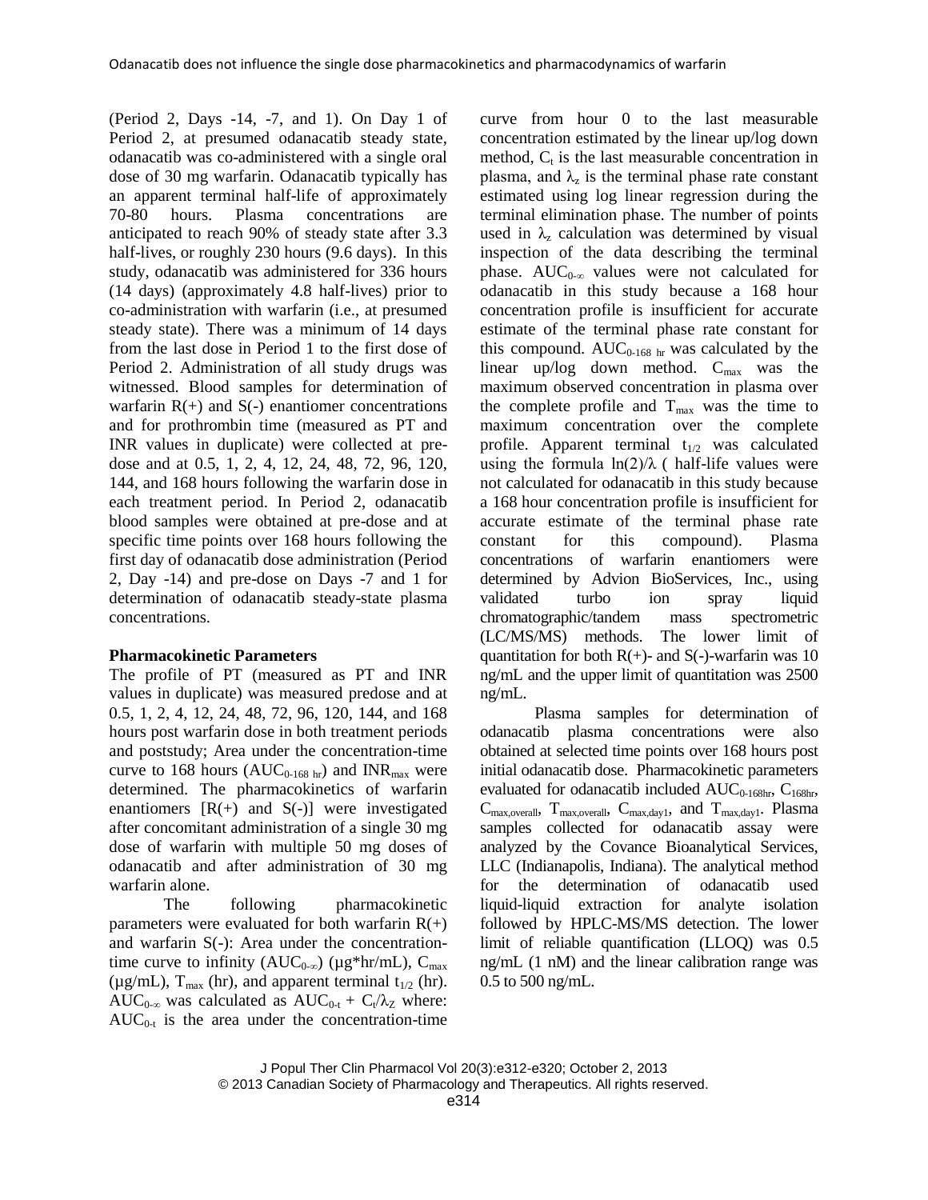(Period 2, Days -14, -7, and 1). On Day 1 of Period 2, at presumed odanacatib steady state, odanacatib was co-administered with a single oral dose of 30 mg warfarin. Odanacatib typically has an apparent terminal half-life of approximately 70-80 hours. Plasma concentrations are anticipated to reach 90% of steady state after 3.3 half-lives, or roughly 230 hours (9.6 days). In this study, odanacatib was administered for 336 hours (14 days) (approximately 4.8 half-lives) prior to co-administration with warfarin (i.e., at presumed steady state). There was a minimum of 14 days from the last dose in Period 1 to the first dose of Period 2. Administration of all study drugs was witnessed. Blood samples for determination of warfarin R(+) and S(-) enantiomer concentrations and for prothrombin time (measured as PT and INR values in duplicate) were collected at pre-dose and at 0.5, 1, 2, 4, 12, 24, 48, 72, 96, 120, 144, and 168 hours following the warfarin dose in each treatment period. In Period 2, odanacatib blood samples were obtained at pre-dose and at specific time points over 168 hours following the first day of odanacatib dose administration (Period 2, Day -14) and pre-dose on Days -7 and 1 for determination of odanacatib steady-state plasma concentrations.

**Pharmacokinetic Parameters**

The profile of PT (measured as PT and INR values in duplicate) was measured predose and at 0.5, 1, 2, 4, 12, 24, 48, 72, 96, 120, 144, and 168 hours post warfarin dose in both treatment periods and poststudy; Area under the concentration-time curve to 168 hours ($AUC_{0\text{-}168\ hr}$) and $INR_{max}$ were determined. The pharmacokinetics of warfarin enantiomers [R(+) and S(-)] were investigated after concomitant administration of a single 30 mg dose of warfarin with multiple 50 mg doses of odanacatib and after administration of 30 mg warfarin alone.

The following pharmacokinetic parameters were evaluated for both warfarin R(+) and warfarin S(-): Area under the concentration-time curve to infinity ($AUC_{0\text{-}\infty}$) (μg*hr/mL), $C_{max}$ (μg/mL), $T_{max}$ (hr), and apparent terminal $t_{1/2}$ (hr). $AUC_{0\text{-}\infty}$ was calculated as $AUC_{0\text{-}t} + C_t/\lambda_Z$ where: $AUC_{0\text{-}t}$ is the area under the concentration-time curve from hour 0 to the last measurable concentration estimated by the linear up/log down method, $C_t$ is the last measurable concentration in plasma, and $\lambda_z$ is the terminal phase rate constant estimated using log linear regression during the terminal elimination phase. The number of points used in $\lambda_z$ calculation was determined by visual inspection of the data describing the terminal phase. $AUC_{0\text{-}\infty}$ values were not calculated for odanacatib in this study because a 168 hour concentration profile is insufficient for accurate estimate of the terminal phase rate constant for this compound. $AUC_{0\text{-}168\ hr}$ was calculated by the linear up/log down method. $C_{max}$ was the maximum observed concentration in plasma over the complete profile and $T_{max}$ was the time to maximum concentration over the complete profile. Apparent terminal $t_{1/2}$ was calculated using the formula $\ln(2)/\lambda$ ( half-life values were not calculated for odanacatib in this study because a 168 hour concentration profile is insufficient for accurate estimate of the terminal phase rate constant for this compound). Plasma concentrations of warfarin enantiomers were determined by Advion BioServices, Inc., using validated turbo ion spray liquid chromatographic/tandem mass spectrometric (LC/MS/MS) methods. The lower limit of quantitation for both R(+)- and S(-)-warfarin was 10 ng/mL and the upper limit of quantitation was 2500 ng/mL.

Plasma samples for determination of odanacatib plasma concentrations were also obtained at selected time points over 168 hours post initial odanacatib dose. Pharmacokinetic parameters evaluated for odanacatib included $AUC_{0\text{-}168hr}$, $C_{168hr}$, $C_{max,overall}$, $T_{max,overall}$, $C_{max,day1}$, and $T_{max,day1}$. Plasma samples collected for odanacatib assay were analyzed by the Covance Bioanalytical Services, LLC (Indianapolis, Indiana). The analytical method for the determination of odanacatib used liquid-liquid extraction for analyte isolation followed by HPLC-MS/MS detection. The lower limit of reliable quantification (LLOQ) was 0.5 ng/mL (1 nM) and the linear calibration range was 0.5 to 500 ng/mL.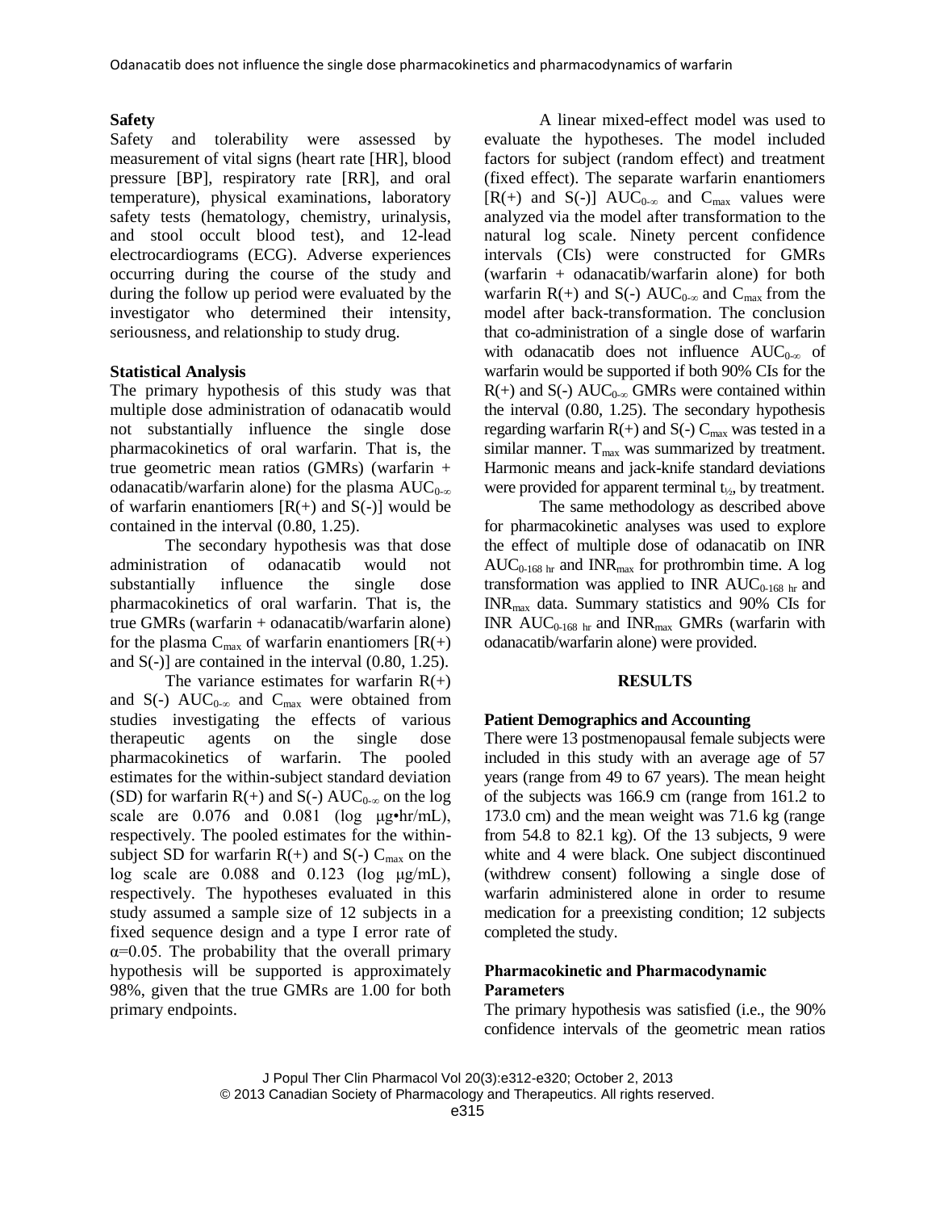### Safety

Safety and tolerability were assessed by measurement of vital signs (heart rate [HR], blood pressure [BP], respiratory rate [RR], and oral temperature), physical examinations, laboratory safety tests (hematology, chemistry, urinalysis, and stool occult blood test), and 12-lead electrocardiograms (ECG). Adverse experiences occurring during the course of the study and during the follow up period were evaluated by the investigator who determined their intensity, seriousness, and relationship to study drug.

### Statistical Analysis

The primary hypothesis of this study was that multiple dose administration of odanacatib would not substantially influence the single dose pharmacokinetics of oral warfarin. That is, the true geometric mean ratios (GMRs) (warfarin + odanacatib/warfarin alone) for the plasma $AUC_{0-\infty}$ of warfarin enantiomers [R(+) and S(-)] would be contained in the interval (0.80, 1.25).

The secondary hypothesis was that dose administration of odanacatib would not substantially influence the single dose pharmacokinetics of oral warfarin. That is, the true GMRs (warfarin + odanacatib/warfarin alone) for the plasma $C_{max}$ of warfarin enantiomers [R(+) and S(-)] are contained in the interval (0.80, 1.25).

The variance estimates for warfarin R(+) and S(-) $AUC_{0-\infty}$ and $C_{max}$ were obtained from studies investigating the effects of various therapeutic agents on the single dose pharmacokinetics of warfarin. The pooled estimates for the within-subject standard deviation (SD) for warfarin R(+) and S(-) $AUC_{0-\infty}$ on the log scale are 0.076 and 0.081 (log μg•hr/mL), respectively. The pooled estimates for the within-subject SD for warfarin R(+) and S(-) $C_{max}$ on the log scale are 0.088 and 0.123 (log μg/mL), respectively. The hypotheses evaluated in this study assumed a sample size of 12 subjects in a fixed sequence design and a type I error rate of $\alpha$=0.05. The probability that the overall primary hypothesis will be supported is approximately 98%, given that the true GMRs are 1.00 for both primary endpoints.

A linear mixed-effect model was used to evaluate the hypotheses. The model included factors for subject (random effect) and treatment (fixed effect). The separate warfarin enantiomers [R(+) and S(-)] $AUC_{0-\infty}$ and $C_{max}$ values were analyzed via the model after transformation to the natural log scale. Ninety percent confidence intervals (CIs) were constructed for GMRs (warfarin + odanacatib/warfarin alone) for both warfarin R(+) and S(-) $AUC_{0-\infty}$ and $C_{max}$ from the model after back-transformation. The conclusion that co-administration of a single dose of warfarin with odanacatib does not influence $AUC_{0-\infty}$ of warfarin would be supported if both 90% CIs for the R(+) and S(-) $AUC_{0-\infty}$ GMRs were contained within the interval (0.80, 1.25). The secondary hypothesis regarding warfarin R(+) and S(-) $C_{max}$ was tested in a similar manner. $T_{max}$ was summarized by treatment. Harmonic means and jack-knife standard deviations were provided for apparent terminal $t_{½}$, by treatment.

The same methodology as described above for pharmacokinetic analyses was used to explore the effect of multiple dose of odanacatib on INR $AUC_{0-168\ hr}$ and $INR_{max}$ for prothrombin time. A log transformation was applied to INR $AUC_{0-168\ hr}$ and $INR_{max}$ data. Summary statistics and 90% CIs for INR $AUC_{0-168\ hr}$ and $INR_{max}$ GMRs (warfarin with odanacatib/warfarin alone) were provided.

## RESULTS

### Patient Demographics and Accounting

There were 13 postmenopausal female subjects were included in this study with an average age of 57 years (range from 49 to 67 years). The mean height of the subjects was 166.9 cm (range from 161.2 to 173.0 cm) and the mean weight was 71.6 kg (range from 54.8 to 82.1 kg). Of the 13 subjects, 9 were white and 4 were black. One subject discontinued (withdrew consent) following a single dose of warfarin administered alone in order to resume medication for a preexisting condition; 12 subjects completed the study.

### Pharmacokinetic and Pharmacodynamic Parameters

The primary hypothesis was satisfied (i.e., the 90% confidence intervals of the geometric mean ratios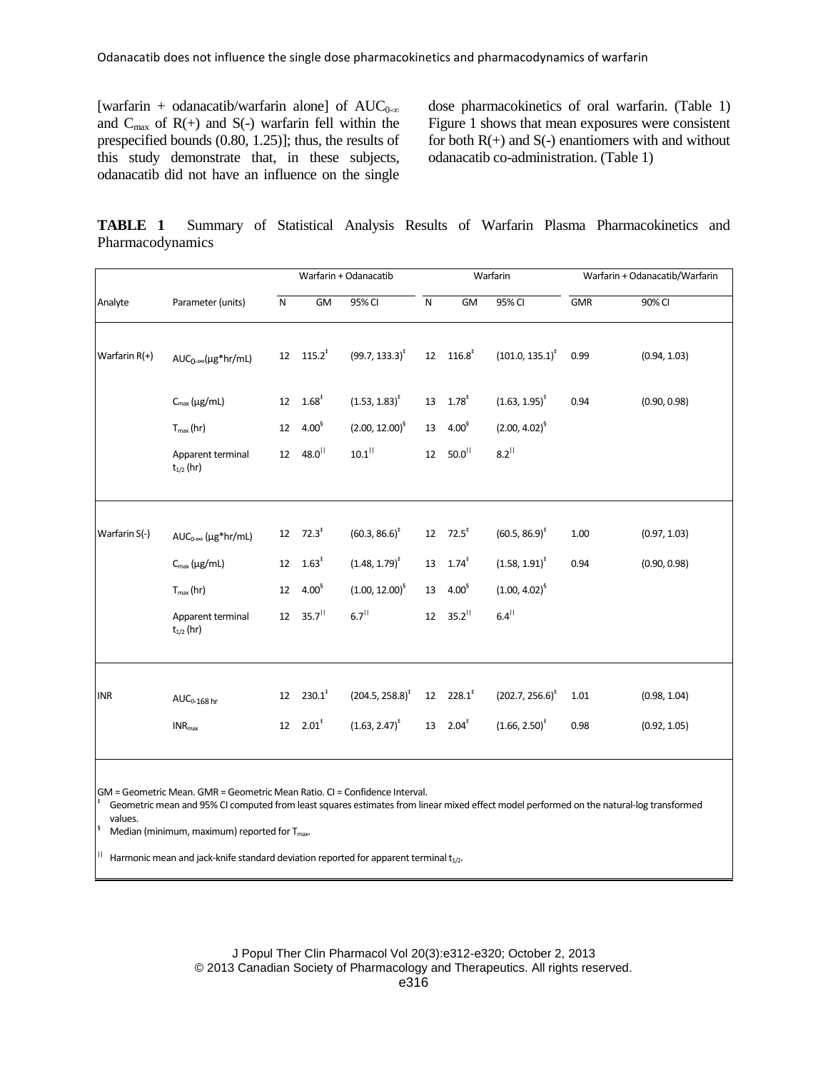[warfarin + odanacatib/warfarin alone] of $AUC_{0-\infty}$ and $C_{max}$ of R(+) and S(-) warfarin fell within the prespecified bounds (0.80, 1.25)]; thus, the results of this study demonstrate that, in these subjects, odanacatib did not have an influence on the single dose pharmacokinetics of oral warfarin. (Table 1) Figure 1 shows that mean exposures were consistent for both R(+) and S(-) enantiomers with and without odanacatib co-administration. (Table 1)

**TABLE 1** Summary of Statistical Analysis Results of Warfarin Plasma Pharmacokinetics and Pharmacodynamics

| | | Warfarin + Odanacatib | | | Warfarin | | | Warfarin + Odanacatib/Warfarin | |
|---|---|---|---|---|---|---|---|---|---|
| Analyte | Parameter (units) | N | GM | 95% CI | N | GM | 95% CI | GMR | 90% CI |
| Warfarin R(+) | $AUC_{0-\infty}$(µg*hr/mL) | 12 | 115.2‡ | (99.7, 133.3)‡ | 12 | 116.8‡ | (101.0, 135.1)‡ | 0.99 | (0.94, 1.03) |
| | $C_{max}$ (µg/mL) | 12 | 1.68‡ | (1.53, 1.83)‡ | 13 | 1.78‡ | (1.63, 1.95)‡ | 0.94 | (0.90, 0.98) |
| | $T_{max}$ (hr) | 12 | 4.00§ | (2.00, 12.00)§ | 13 | 4.00§ | (2.00, 4.02)§ | | |
| | Apparent terminal $t_{1/2}$ (hr) | 12 | 48.0‖ | 10.1‖ | 12 | 50.0‖ | 8.2‖ | | |
| Warfarin S(-) | $AUC_{0-\infty}$ (µg*hr/mL) | 12 | 72.3‡ | (60.3, 86.6)‡ | 12 | 72.5‡ | (60.5, 86.9)‡ | 1.00 | (0.97, 1.03) |
| | $C_{max}$ (µg/mL) | 12 | 1.63‡ | (1.48, 1.79)‡ | 13 | 1.74‡ | (1.58, 1.91)‡ | 0.94 | (0.90, 0.98) |
| | $T_{max}$ (hr) | 12 | 4.00§ | (1.00, 12.00)§ | 13 | 4.00§ | (1.00, 4.02)§ | | |
| | Apparent terminal $t_{1/2}$ (hr) | 12 | 35.7‖ | 6.7‖ | 12 | 35.2‖ | 6.4‖ | | |
| INR | $AUC_{0-168\,hr}$ | 12 | 230.1‡ | (204.5, 258.8)‡ | 12 | 228.1‡ | (202.7, 256.6)‡ | 1.01 | (0.98, 1.04) |
| | $INR_{max}$ | 12 | 2.01‡ | (1.63, 2.47)‡ | 13 | 2.04‡ | (1.66, 2.50)‡ | 0.98 | (0.92, 1.05) |

GM = Geometric Mean. GMR = Geometric Mean Ratio. CI = Confidence Interval.

‡ Geometric mean and 95% CI computed from least squares estimates from linear mixed effect model performed on the natural-log transformed values.

§ Median (minimum, maximum) reported for $T_{max}$.

‖ Harmonic mean and jack-knife standard deviation reported for apparent terminal $t_{1/2}$.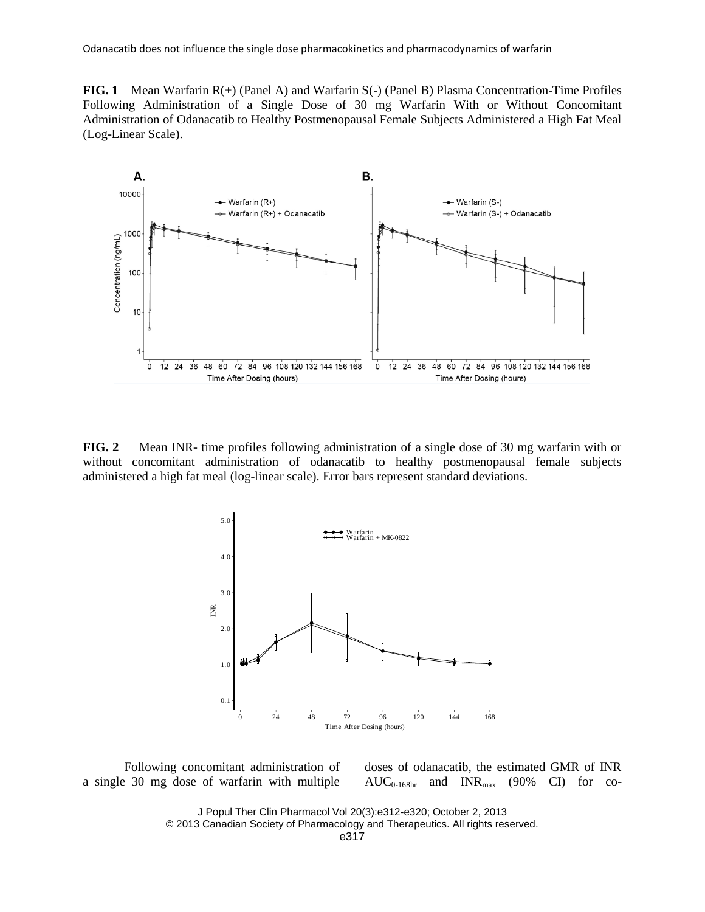**FIG. 1** Mean Warfarin R(+) (Panel A) and Warfarin S(-) (Panel B) Plasma Concentration-Time Profiles Following Administration of a Single Dose of 30 mg Warfarin With or Without Concomitant Administration of Odanacatib to Healthy Postmenopausal Female Subjects Administered a High Fat Meal (Log-Linear Scale).

**FIG. 2** Mean INR- time profiles following administration of a single dose of 30 mg warfarin with or without concomitant administration of odanacatib to healthy postmenopausal female subjects administered a high fat meal (log-linear scale). Error bars represent standard deviations.

Following concomitant administration of a single 30 mg dose of warfarin with multiple doses of odanacatib, the estimated GMR of INR $AUC_{0\text{-}168hr}$ and $INR_{max}$ (90% CI) for co-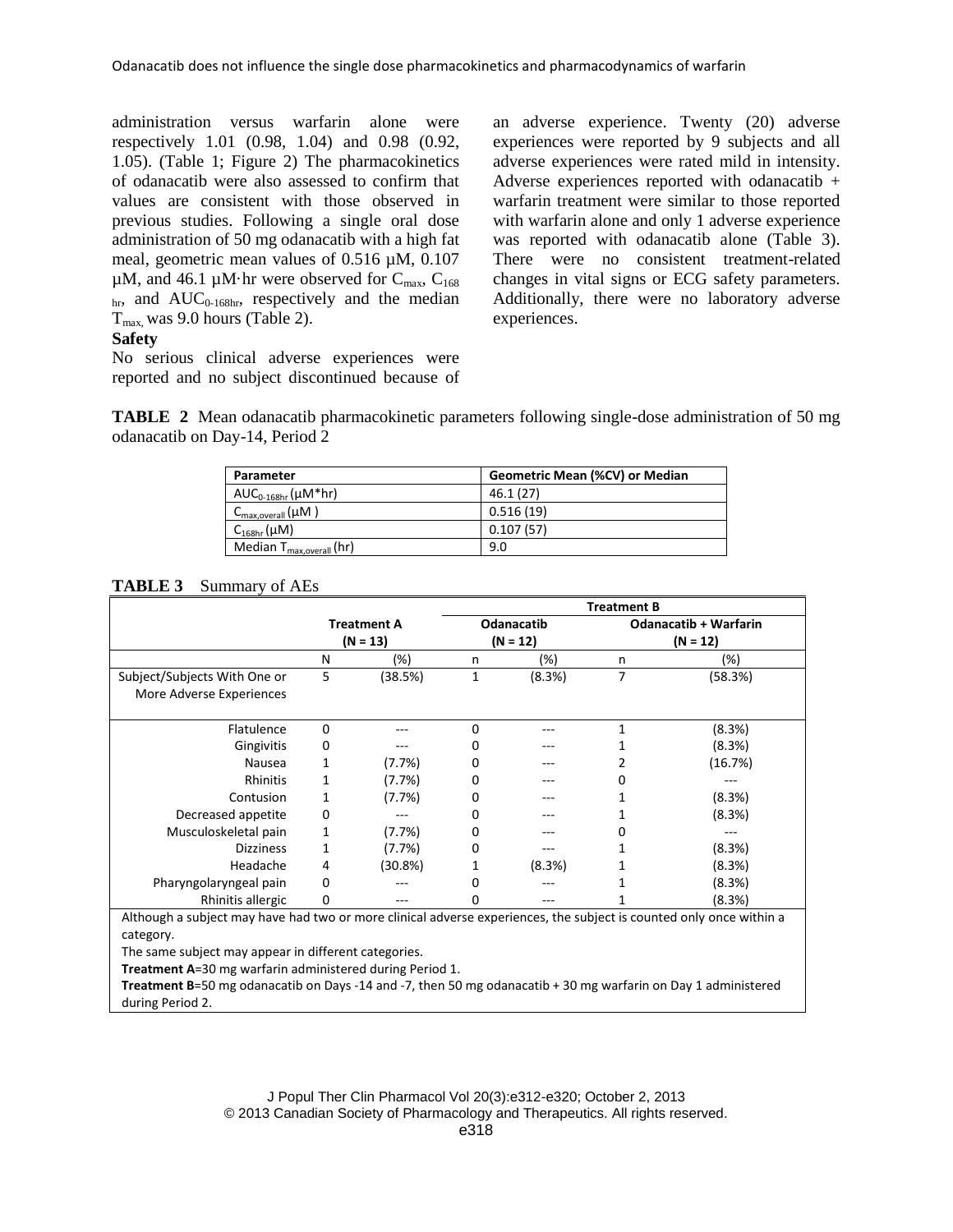administration versus warfarin alone were respectively 1.01 (0.98, 1.04) and 0.98 (0.92, 1.05). (Table 1; Figure 2) The pharmacokinetics of odanacatib were also assessed to confirm that values are consistent with those observed in previous studies. Following a single oral dose administration of 50 mg odanacatib with a high fat meal, geometric mean values of 0.516 µM, 0.107 µM, and 46.1 µM·hr were observed for $C_{max}$, $C_{168\ hr}$, and $AUC_{0\text{-}168hr}$, respectively and the median $T_{max,}$ was 9.0 hours (Table 2).

**Safety**

No serious clinical adverse experiences were reported and no subject discontinued because of an adverse experience. Twenty (20) adverse experiences were reported by 9 subjects and all adverse experiences were rated mild in intensity. Adverse experiences reported with odanacatib + warfarin treatment were similar to those reported with warfarin alone and only 1 adverse experience was reported with odanacatib alone (Table 3). There were no consistent treatment-related changes in vital signs or ECG safety parameters. Additionally, there were no laboratory adverse experiences.

**TABLE 2** Mean odanacatib pharmacokinetic parameters following single-dose administration of 50 mg odanacatib on Day-14, Period 2

| Parameter | Geometric Mean (%CV) or Median |
|---|---|
| $AUC_{0\text{-}168hr}$ (µM*hr) | 46.1 (27) |
| $C_{max,overall}$ (µM ) | 0.516 (19) |
| $C_{168hr}$ (µM) | 0.107 (57) |
| Median $T_{max,overall}$ (hr) | 9.0 |

**TABLE 3** Summary of AEs

| | Treatment A (N = 13) | | Treatment B | | | |
|---|---|---|---|---|---|---|
| | | | Odanacatib (N = 12) | | Odanacatib + Warfarin (N = 12) | |
| | N | (%) | n | (%) | n | (%) |
| Subject/Subjects With One or More Adverse Experiences | 5 | (38.5%) | 1 | (8.3%) | 7 | (58.3%) |
| Flatulence | 0 | --- | 0 | --- | 1 | (8.3%) |
| Gingivitis | 0 | --- | 0 | --- | 1 | (8.3%) |
| Nausea | 1 | (7.7%) | 0 | --- | 2 | (16.7%) |
| Rhinitis | 1 | (7.7%) | 0 | --- | 0 | --- |
| Contusion | 1 | (7.7%) | 0 | --- | 1 | (8.3%) |
| Decreased appetite | 0 | --- | 0 | --- | 1 | (8.3%) |
| Musculoskeletal pain | 1 | (7.7%) | 0 | --- | 0 | --- |
| Dizziness | 1 | (7.7%) | 0 | --- | 1 | (8.3%) |
| Headache | 4 | (30.8%) | 1 | (8.3%) | 1 | (8.3%) |
| Pharyngolaryngeal pain | 0 | --- | 0 | --- | 1 | (8.3%) |
| Rhinitis allergic | 0 | --- | 0 | --- | 1 | (8.3%) |

Although a subject may have had two or more clinical adverse experiences, the subject is counted only once within a category.

The same subject may appear in different categories.

**Treatment A**=30 mg warfarin administered during Period 1.

**Treatment B**=50 mg odanacatib on Days -14 and -7, then 50 mg odanacatib + 30 mg warfarin on Day 1 administered during Period 2.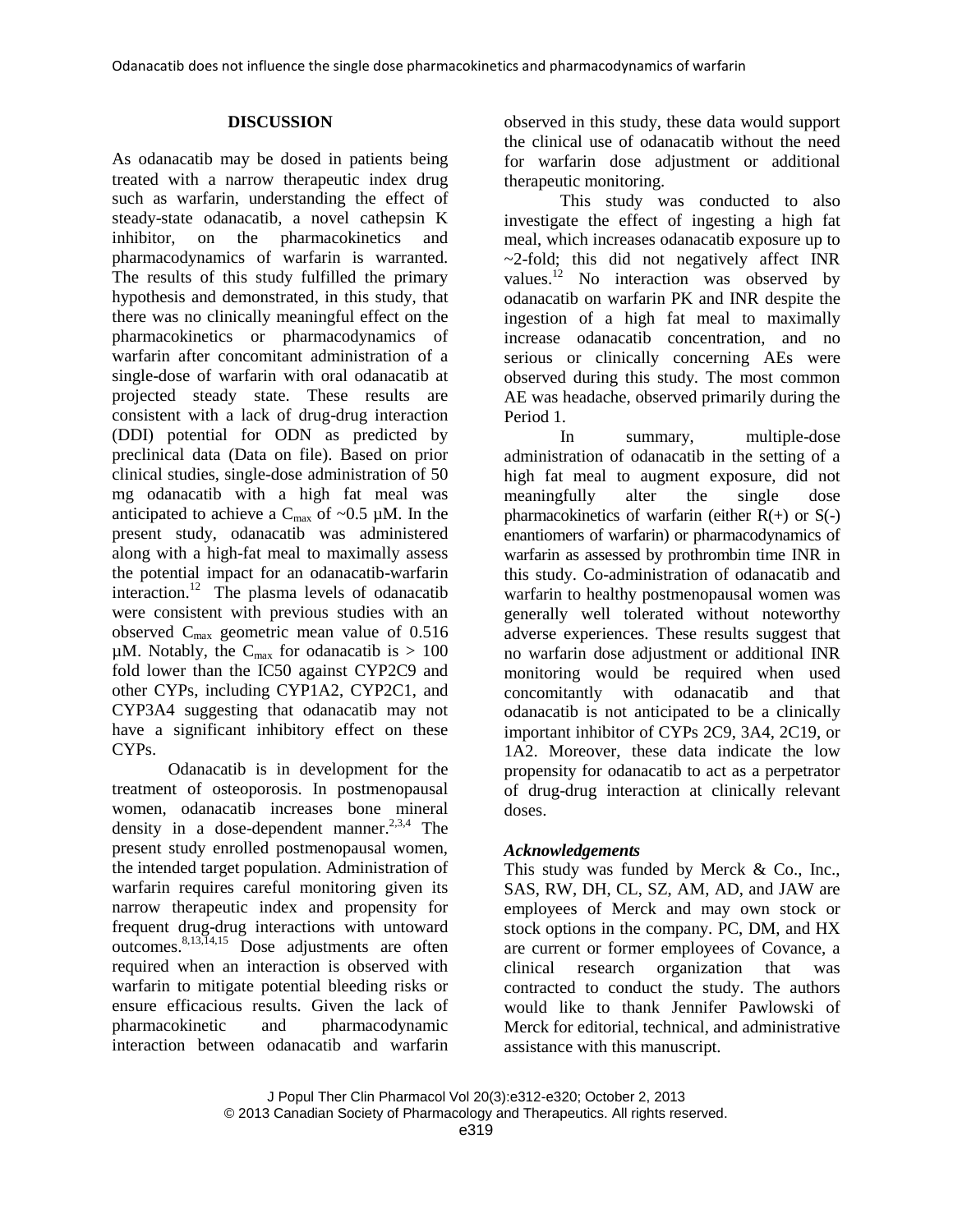## DISCUSSION

As odanacatib may be dosed in patients being treated with a narrow therapeutic index drug such as warfarin, understanding the effect of steady-state odanacatib, a novel cathepsin K inhibitor, on the pharmacokinetics and pharmacodynamics of warfarin is warranted. The results of this study fulfilled the primary hypothesis and demonstrated, in this study, that there was no clinically meaningful effect on the pharmacokinetics or pharmacodynamics of warfarin after concomitant administration of a single-dose of warfarin with oral odanacatib at projected steady state. These results are consistent with a lack of drug-drug interaction (DDI) potential for ODN as predicted by preclinical data (Data on file). Based on prior clinical studies, single-dose administration of 50 mg odanacatib with a high fat meal was anticipated to achieve a $C_{max}$ of ~0.5 µM. In the present study, odanacatib was administered along with a high-fat meal to maximally assess the potential impact for an odanacatib-warfarin interaction.[12] The plasma levels of odanacatib were consistent with previous studies with an observed $C_{max}$ geometric mean value of 0.516 µM. Notably, the $C_{max}$ for odanacatib is > 100 fold lower than the IC50 against CYP2C9 and other CYPs, including CYP1A2, CYP2C1, and CYP3A4 suggesting that odanacatib may not have a significant inhibitory effect on these CYPs.

Odanacatib is in development for the treatment of osteoporosis. In postmenopausal women, odanacatib increases bone mineral density in a dose-dependent manner.[2,3,4] The present study enrolled postmenopausal women, the intended target population. Administration of warfarin requires careful monitoring given its narrow therapeutic index and propensity for frequent drug-drug interactions with untoward outcomes.[8,13,14,15] Dose adjustments are often required when an interaction is observed with warfarin to mitigate potential bleeding risks or ensure efficacious results. Given the lack of pharmacokinetic and pharmacodynamic interaction between odanacatib and warfarin observed in this study, these data would support the clinical use of odanacatib without the need for warfarin dose adjustment or additional therapeutic monitoring.

This study was conducted to also investigate the effect of ingesting a high fat meal, which increases odanacatib exposure up to ~2-fold; this did not negatively affect INR values.[12] No interaction was observed by odanacatib on warfarin PK and INR despite the ingestion of a high fat meal to maximally increase odanacatib concentration, and no serious or clinically concerning AEs were observed during this study. The most common AE was headache, observed primarily during the Period 1.

In summary, multiple-dose administration of odanacatib in the setting of a high fat meal to augment exposure, did not meaningfully alter the single dose pharmacokinetics of warfarin (either R(+) or S(-) enantiomers of warfarin) or pharmacodynamics of warfarin as assessed by prothrombin time INR in this study. Co-administration of odanacatib and warfarin to healthy postmenopausal women was generally well tolerated without noteworthy adverse experiences. These results suggest that no warfarin dose adjustment or additional INR monitoring would be required when used concomitantly with odanacatib and that odanacatib is not anticipated to be a clinically important inhibitor of CYPs 2C9, 3A4, 2C19, or 1A2. Moreover, these data indicate the low propensity for odanacatib to act as a perpetrator of drug-drug interaction at clinically relevant doses.

### *Acknowledgements*

This study was funded by Merck & Co., Inc., SAS, RW, DH, CL, SZ, AM, AD, and JAW are employees of Merck and may own stock or stock options in the company. PC, DM, and HX are current or former employees of Covance, a clinical research organization that was contracted to conduct the study. The authors would like to thank Jennifer Pawlowski of Merck for editorial, technical, and administrative assistance with this manuscript.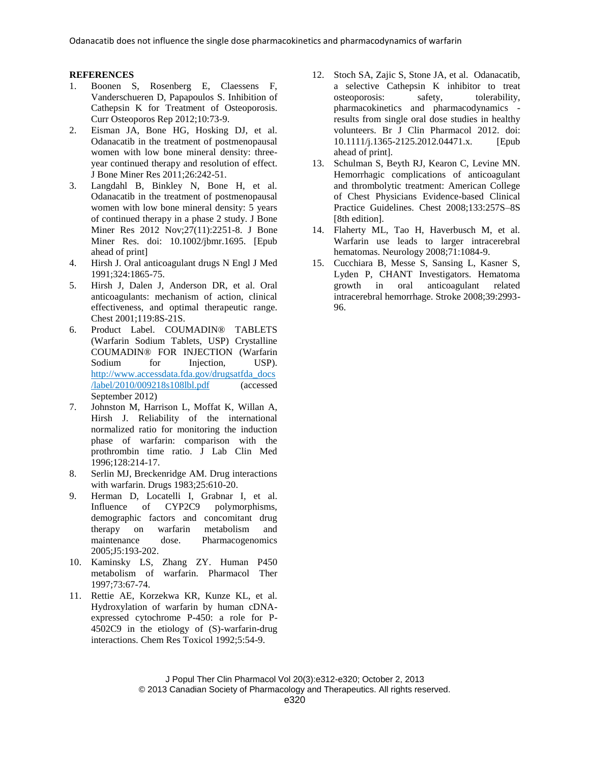**REFERENCES**

1. Boonen S, Rosenberg E, Claessens F, Vanderschueren D, Papapoulos S. Inhibition of Cathepsin K for Treatment of Osteoporosis. Curr Osteoporos Rep 2012;10:73-9.
2. Eisman JA, Bone HG, Hosking DJ, et al. Odanacatib in the treatment of postmenopausal women with low bone mineral density: three-year continued therapy and resolution of effect. J Bone Miner Res 2011;26:242-51.
3. Langdahl B, Binkley N, Bone H, et al. Odanacatib in the treatment of postmenopausal women with low bone mineral density: 5 years of continued therapy in a phase 2 study. J Bone Miner Res 2012 Nov;27(11):2251-8. J Bone Miner Res. doi: 10.1002/jbmr.1695. [Epub ahead of print]
4. Hirsh J. Oral anticoagulant drugs N Engl J Med 1991;324:1865-75.
5. Hirsh J, Dalen J, Anderson DR, et al. Oral anticoagulants: mechanism of action, clinical effectiveness, and optimal therapeutic range. Chest 2001;119:8S-21S.
6. Product Label. COUMADIN® TABLETS (Warfarin Sodium Tablets, USP) Crystalline COUMADIN® FOR INJECTION (Warfarin Sodium for Injection, USP). http://www.accessdata.fda.gov/drugsatfda_docs/label/2010/009218s108lbl.pdf (accessed September 2012)
7. Johnston M, Harrison L, Moffat K, Willan A, Hirsh J. Reliability of the international normalized ratio for monitoring the induction phase of warfarin: comparison with the prothrombin time ratio. J Lab Clin Med 1996;128:214-17.
8. Serlin MJ, Breckenridge AM. Drug interactions with warfarin. Drugs 1983;25:610-20.
9. Herman D, Locatelli I, Grabnar I, et al. Influence of CYP2C9 polymorphisms, demographic factors and concomitant drug therapy on warfarin metabolism and maintenance dose. Pharmacogenomics 2005;J5:193-202.
10. Kaminsky LS, Zhang ZY. Human P450 metabolism of warfarin. Pharmacol Ther 1997;73:67-74.
11. Rettie AE, Korzekwa KR, Kunze KL, et al. Hydroxylation of warfarin by human cDNA-expressed cytochrome P-450: a role for P-4502C9 in the etiology of (S)-warfarin-drug interactions. Chem Res Toxicol 1992;5:54-9.
12. Stoch SA, Zajic S, Stone JA, et al. Odanacatib, a selective Cathepsin K inhibitor to treat osteoporosis: safety, tolerability, pharmacokinetics and pharmacodynamics - results from single oral dose studies in healthy volunteers. Br J Clin Pharmacol 2012. doi: 10.1111/j.1365-2125.2012.04471.x. [Epub ahead of print].
13. Schulman S, Beyth RJ, Kearon C, Levine MN. Hemorrhagic complications of anticoagulant and thrombolytic treatment: American College of Chest Physicians Evidence-based Clinical Practice Guidelines. Chest 2008;133:257S–8S [8th edition].
14. Flaherty ML, Tao H, Haverbusch M, et al. Warfarin use leads to larger intracerebral hematomas. Neurology 2008;71:1084-9.
15. Cucchiara B, Messe S, Sansing L, Kasner S, Lyden P, CHANT Investigators. Hematoma growth in oral anticoagulant related intracerebral hemorrhage. Stroke 2008;39:2993-96.